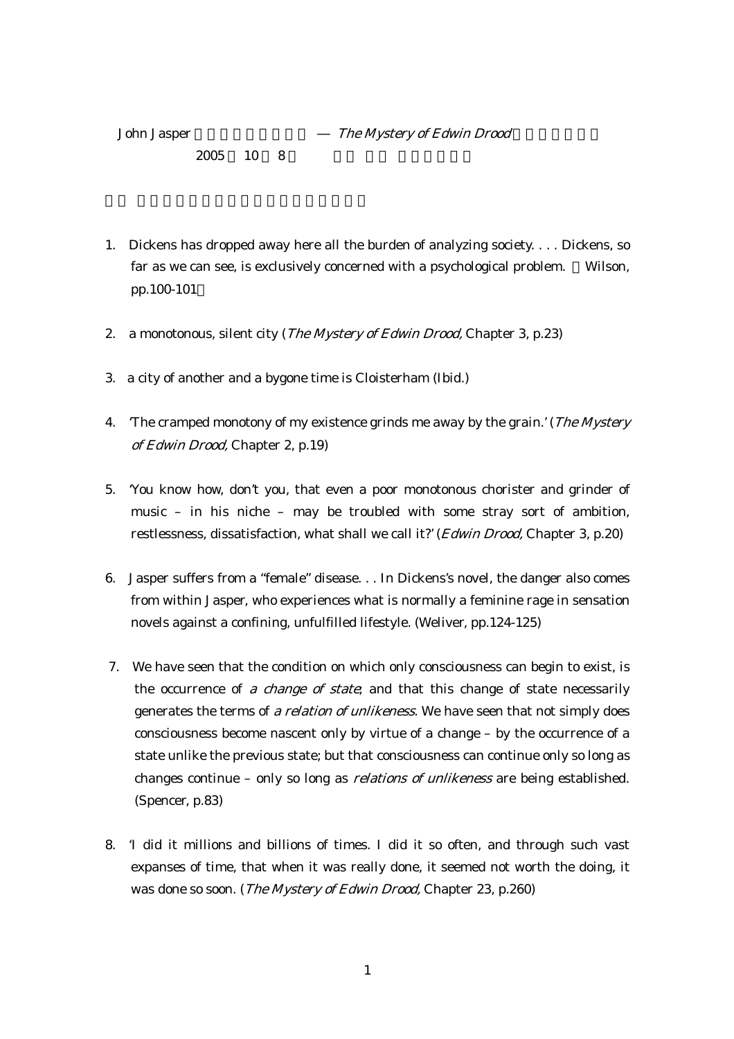John Jasper — *The Mystery of Edwin Drood*

2005 10 8

1. Dickens has dropped away here all the burden of analyzing society. . . . Dickens, so far as we can see, is exclusively concerned with a psychological problem. （Wilson, pp.100-101）

2. a monotonous, silent city (*The Mystery of Edwin Drood*, Chapter 3, p.23)

3. a city of another and a bygone time is Cloisterham (Ibid.)

4. 'The cramped monotony of my existence grinds me away by the grain.' (*The Mystery of Edwin Drood*, Chapter 2, p.19)

5. 'You know how, don't you, that even a poor monotonous chorister and grinder of music – in his niche – may be troubled with some stray sort of ambition, restlessness, dissatisfaction, what shall we call it?' (*Edwin Drood*, Chapter 3, p.20)

6. Jasper suffers from a "female" disease. . . In Dickens's novel, the danger also comes from within Jasper, who experiences what is normally a feminine rage in sensation novels against a confining, unfulfilled lifestyle. (Weliver, pp.124-125)

7. We have seen that the condition on which only consciousness can begin to exist, is the occurrence of *a change of state*; and that this change of state necessarily generates the terms of *a relation of unlikeness*. We have seen that not simply does consciousness become nascent only by virtue of a change – by the occurrence of a state unlike the previous state; but that consciousness can continue only so long as changes continue – only so long as *relations of unlikeness* are being established. (Spencer, p.83)

8. 'I did it millions and billions of times. I did it so often, and through such vast expanses of time, that when it was really done, it seemed not worth the doing, it was done so soon. (*The Mystery of Edwin Drood*, Chapter 23, p.260)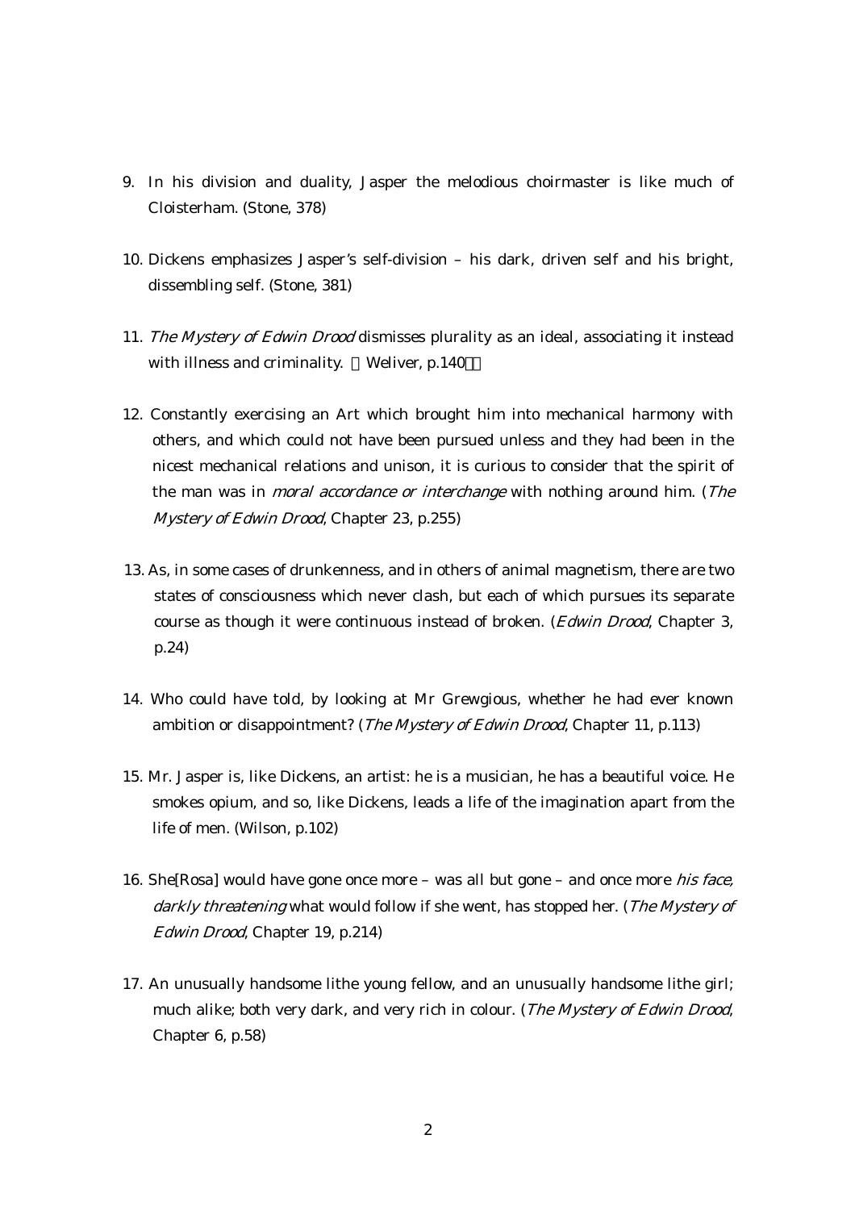9. In his division and duality, Jasper the melodious choirmaster is like much of Cloisterham. (Stone, 378)

10. Dickens emphasizes Jasper's self-division – his dark, driven self and his bright, dissembling self. (Stone, 381)

11. *The Mystery of Edwin Drood* dismisses plurality as an ideal, associating it instead with illness and criminality. （Weliver, p.140）

12. Constantly exercising an Art which brought him into mechanical harmony with others, and which could not have been pursued unless and they had been in the nicest mechanical relations and unison, it is curious to consider that the spirit of the man was in *moral accordance or interchange* with nothing around him. (*The Mystery of Edwin Drood*, Chapter 23, p.255)

13. As, in some cases of drunkenness, and in others of animal magnetism, there are two states of consciousness which never clash, but each of which pursues its separate course as though it were continuous instead of broken. (*Edwin Drood*, Chapter 3, p.24)

14. Who could have told, by looking at Mr Grewgious, whether he had ever known ambition or disappointment? (*The Mystery of Edwin Drood*, Chapter 11, p.113)

15. Mr. Jasper is, like Dickens, an artist: he is a musician, he has a beautiful voice. He smokes opium, and so, like Dickens, leads a life of the imagination apart from the life of men. (Wilson, p.102)

16. She[Rosa] would have gone once more – was all but gone – and once more *his face, darkly threatening* what would follow if she went, has stopped her. (*The Mystery of Edwin Drood*, Chapter 19, p.214)

17. An unusually handsome lithe young fellow, and an unusually handsome lithe girl; much alike; both very dark, and very rich in colour. (*The Mystery of Edwin Drood*, Chapter 6, p.58)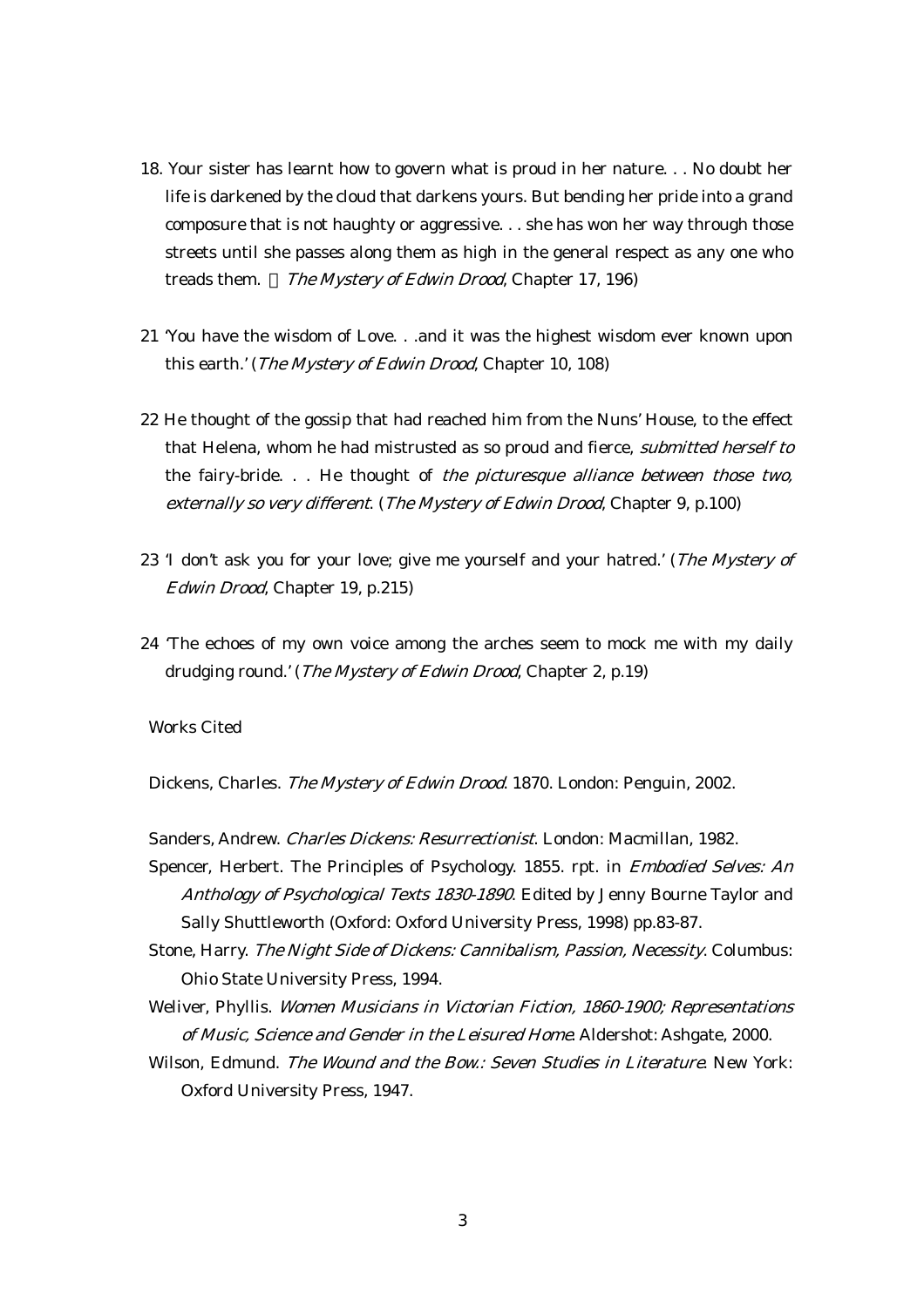18. Your sister has learnt how to govern what is proud in her nature. . . No doubt her life is darkened by the cloud that darkens yours. But bending her pride into a grand composure that is not haughty or aggressive. . . she has won her way through those streets until she passes along them as high in the general respect as any one who treads them. （*The Mystery of Edwin Drood*, Chapter 17, 196)

21 'You have the wisdom of Love. . .and it was the highest wisdom ever known upon this earth.' (*The Mystery of Edwin Drood*, Chapter 10, 108)

22 He thought of the gossip that had reached him from the Nuns' House, to the effect that Helena, whom he had mistrusted as so proud and fierce, *submitted herself to* the fairy-bride. . . He thought of *the picturesque alliance between those two, externally so very different*. (*The Mystery of Edwin Drood*, Chapter 9, p.100)

23 'I don't ask you for your love; give me yourself and your hatred.' (*The Mystery of Edwin Drood*, Chapter 19, p.215)

24 'The echoes of my own voice among the arches seem to mock me with my daily drudging round.' (*The Mystery of Edwin Drood*, Chapter 2, p.19)

Works Cited

Dickens, Charles. *The Mystery of Edwin Drood*. 1870. London: Penguin, 2002.

Sanders, Andrew. *Charles Dickens: Resurrectionist*. London: Macmillan, 1982.

Spencer, Herbert. The Principles of Psychology. 1855. rpt. in *Embodied Selves: An Anthology of Psychological Texts 1830-1890*. Edited by Jenny Bourne Taylor and Sally Shuttleworth (Oxford: Oxford University Press, 1998) pp.83-87.

Stone, Harry. *The Night Side of Dickens: Cannibalism, Passion, Necessity*. Columbus: Ohio State University Press, 1994.

Weliver, Phyllis. *Women Musicians in Victorian Fiction, 1860-1900; Representations of Music, Science and Gender in the Leisured Home*. Aldershot: Ashgate, 2000.

Wilson, Edmund. *The Wound and the Bow.: Seven Studies in Literature*. New York: Oxford University Press, 1947.